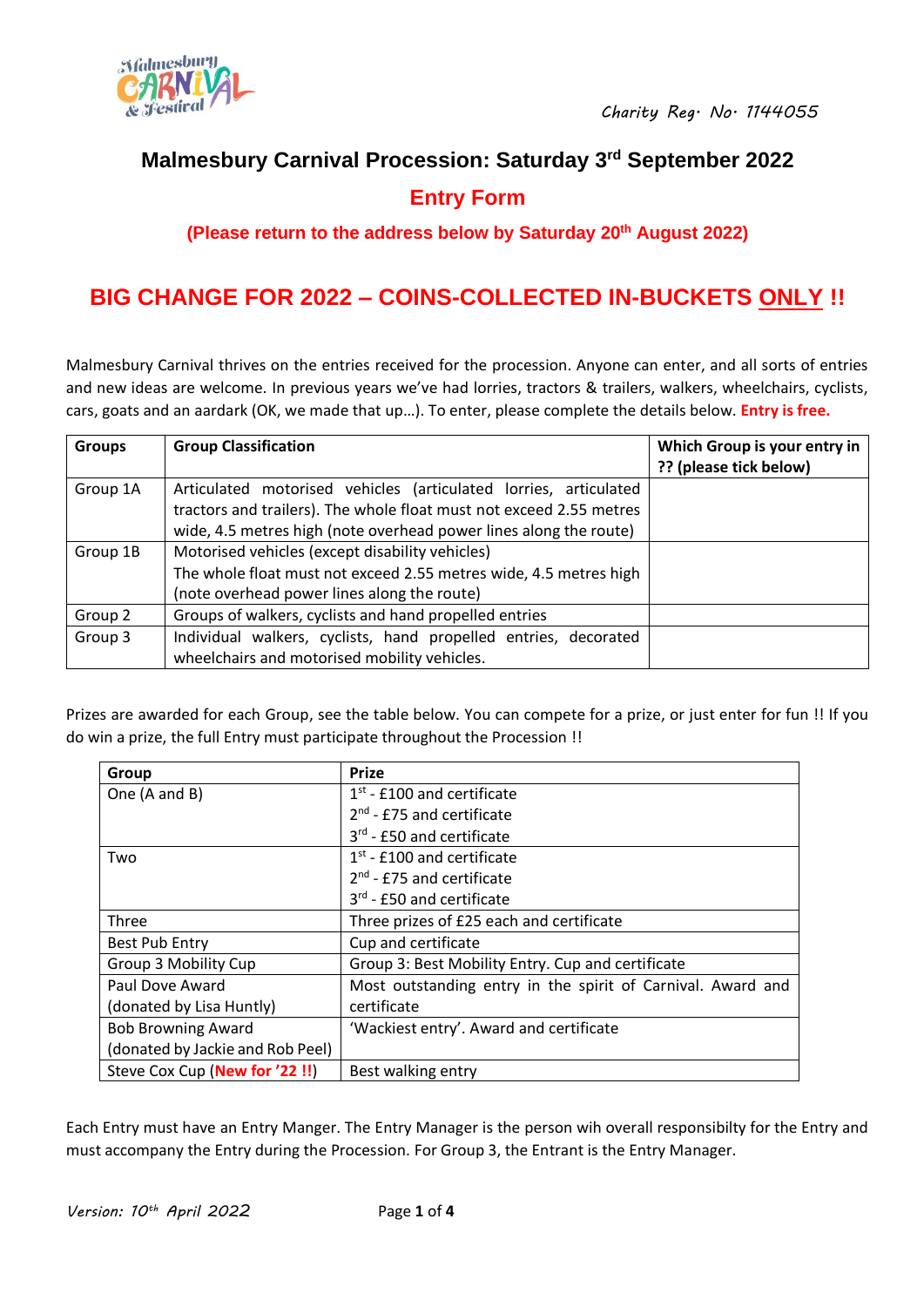Charity Reg. No. 1144055

# Malmesbury Carnival Procession: Saturday 3rd September 2022

## Entry Form

**(Please return to the address below by Saturday 20th August 2022)**

## BIG CHANGE FOR 2022 – COINS-COLLECTED IN-BUCKETS ONLY !!

Malmesbury Carnival thrives on the entries received for the procession. Anyone can enter, and all sorts of entries and new ideas are welcome. In previous years we've had lorries, tractors & trailers, walkers, wheelchairs, cyclists, cars, goats and an aardark (OK, we made that up…). To enter, please complete the details below. **Entry is free.**

| Groups | Group Classification | Which Group is your entry in ?? (please tick below) |
|---|---|---|
| Group 1A | Articulated motorised vehicles (articulated lorries, articulated tractors and trailers). The whole float must not exceed 2.55 metres wide, 4.5 metres high (note overhead power lines along the route) | |
| Group 1B | Motorised vehicles (except disability vehicles) The whole float must not exceed 2.55 metres wide, 4.5 metres high (note overhead power lines along the route) | |
| Group 2 | Groups of walkers, cyclists and hand propelled entries | |
| Group 3 | Individual walkers, cyclists, hand propelled entries, decorated wheelchairs and motorised mobility vehicles. | |

Prizes are awarded for each Group, see the table below. You can compete for a prize, or just enter for fun !! If you do win a prize, the full Entry must participate throughout the Procession !!

| Group | Prize |
|---|---|
| One (A and B) | 1st - £100 and certificate<br>2nd - £75 and certificate<br>3rd - £50 and certificate |
| Two | 1st - £100 and certificate<br>2nd - £75 and certificate<br>3rd - £50 and certificate |
| Three | Three prizes of £25 each and certificate |
| Best Pub Entry | Cup and certificate |
| Group 3 Mobility Cup | Group 3: Best Mobility Entry. Cup and certificate |
| Paul Dove Award (donated by Lisa Huntly) | Most outstanding entry in the spirit of Carnival. Award and certificate |
| Bob Browning Award (donated by Jackie and Rob Peel) | 'Wackiest entry'. Award and certificate |
| Steve Cox Cup (**New for '22 !!**) | Best walking entry |

Each Entry must have an Entry Manger. The Entry Manager is the person wih overall responsibilty for the Entry and must accompany the Entry during the Procession. For Group 3, the Entrant is the Entry Manager.

*Version: 10th April 2022*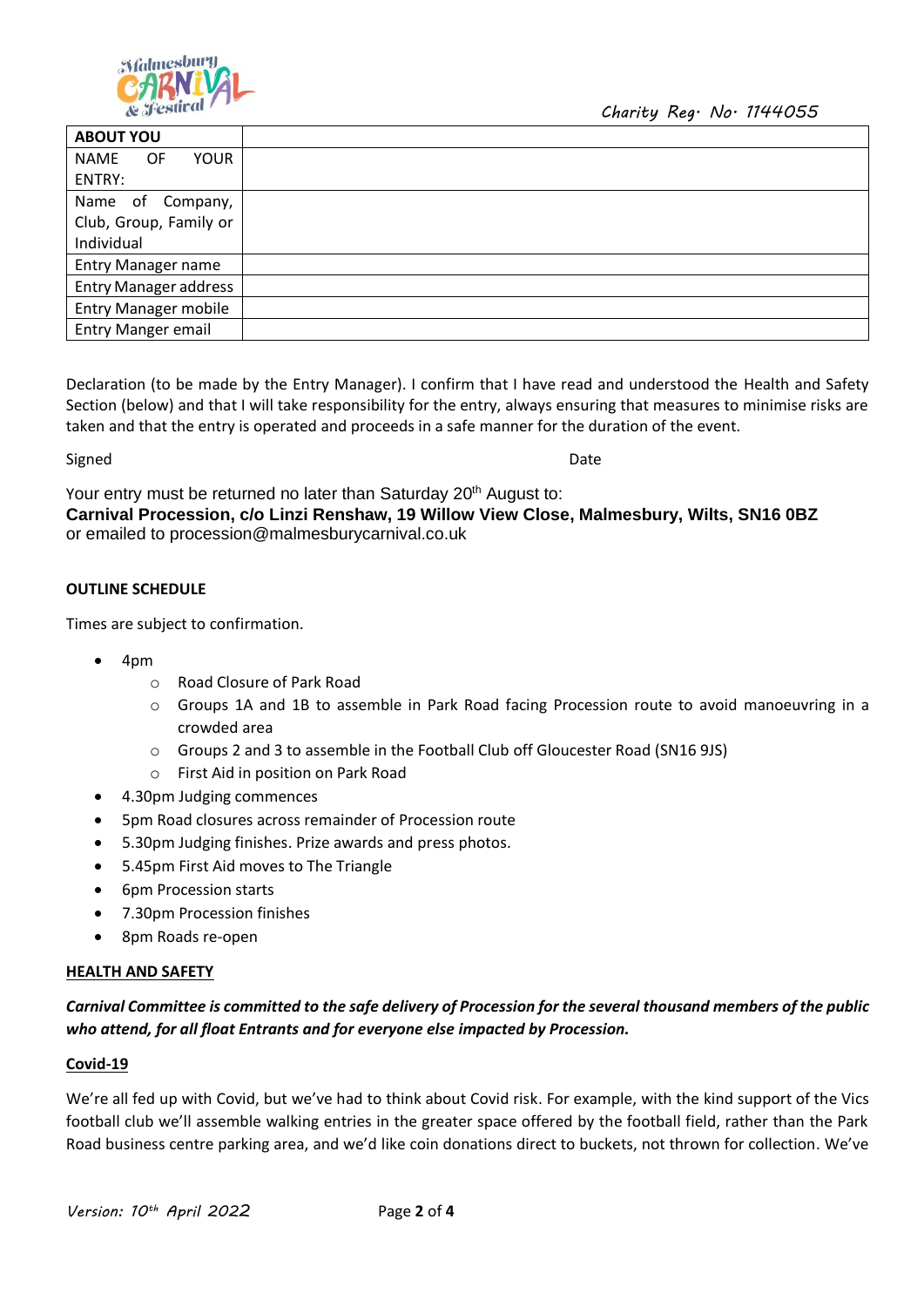Charity Reg. No. 1144055

| ABOUT YOU | |
|---|---|
| NAME OF YOUR ENTRY: | |
| Name of Company, Club, Group, Family or Individual | |
| Entry Manager name | |
| Entry Manager address | |
| Entry Manager mobile | |
| Entry Manger email | |

Declaration (to be made by the Entry Manager). I confirm that I have read and understood the Health and Safety Section (below) and that I will take responsibility for the entry, always ensuring that measures to minimise risks are taken and that the entry is operated and proceeds in a safe manner for the duration of the event.

Signed Date

Your entry must be returned no later than Saturday 20th August to:
**Carnival Procession, c/o Linzi Renshaw, 19 Willow View Close, Malmesbury, Wilts, SN16 0BZ**
or emailed to procession@malmesburycarnival.co.uk

**OUTLINE SCHEDULE**

Times are subject to confirmation.

- 4pm
  - Road Closure of Park Road
  - Groups 1A and 1B to assemble in Park Road facing Procession route to avoid manoeuvring in a crowded area
  - Groups 2 and 3 to assemble in the Football Club off Gloucester Road (SN16 9JS)
  - First Aid in position on Park Road
- 4.30pm Judging commences
- 5pm Road closures across remainder of Procession route
- 5.30pm Judging finishes. Prize awards and press photos.
- 5.45pm First Aid moves to The Triangle
- 6pm Procession starts
- 7.30pm Procession finishes
- 8pm Roads re-open

**HEALTH AND SAFETY**

***Carnival Committee is committed to the safe delivery of Procession for the several thousand members of the public who attend, for all float Entrants and for everyone else impacted by Procession.***

**Covid-19**

We're all fed up with Covid, but we've had to think about Covid risk. For example, with the kind support of the Vics football club we'll assemble walking entries in the greater space offered by the football field, rather than the Park Road business centre parking area, and we'd like coin donations direct to buckets, not thrown for collection. We've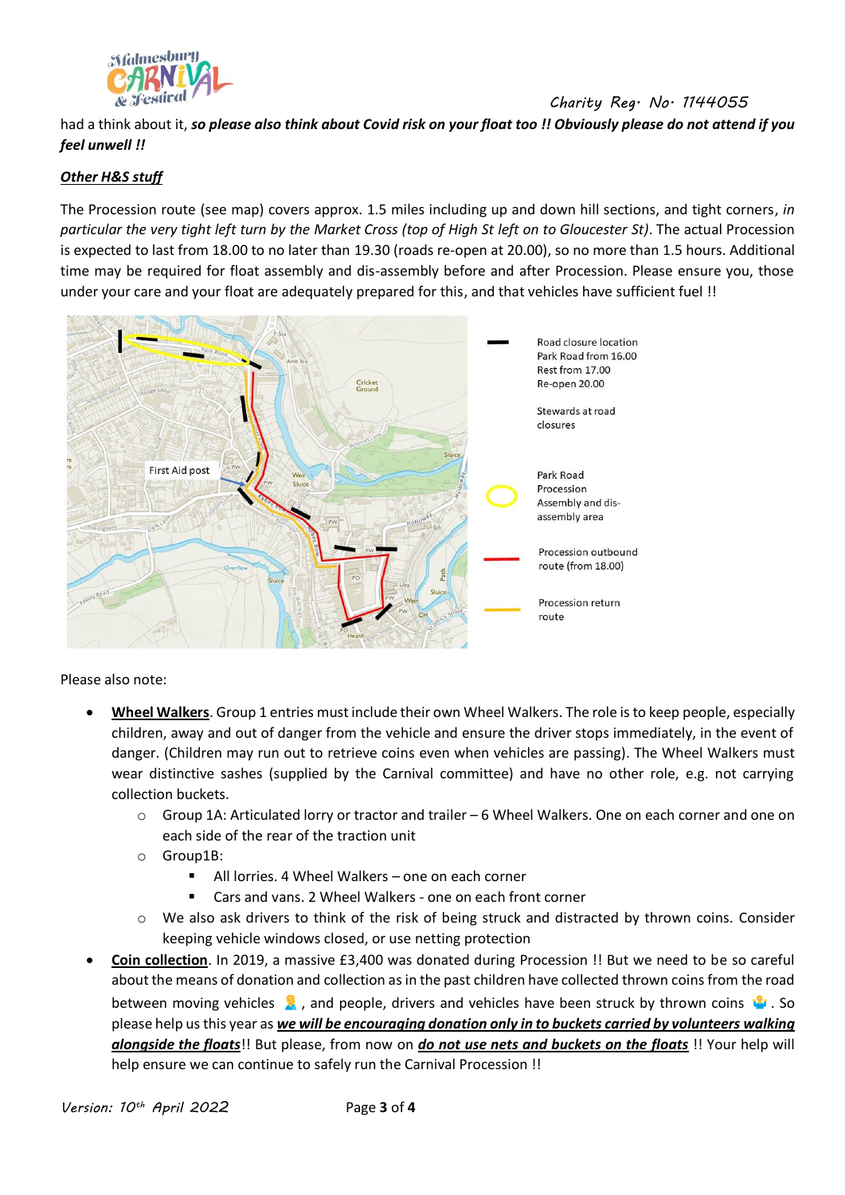had a think about it, ***so please also think about Covid risk on your float too !! Obviously please do not attend if you feel unwell !!***

***Other H&S stuff***

The Procession route (see map) covers approx. 1.5 miles including up and down hill sections, and tight corners, *in particular the very tight left turn by the Market Cross (top of High St left on to Gloucester St)*. The actual Procession is expected to last from 18.00 to no later than 19.30 (roads re-open at 20.00), so no more than 1.5 hours. Additional time may be required for float assembly and dis-assembly before and after Procession. Please ensure you, those under your care and your float are adequately prepared for this, and that vehicles have sufficient fuel !!

Road closure location Park Road from 16.00 Rest from 17.00 Re-open 20.00

Stewards at road closures

Park Road Procession Assembly and dis-assembly area

Procession outbound route (from 18.00)

Procession return route

Please also note:

- **Wheel Walkers**. Group 1 entries must include their own Wheel Walkers. The role is to keep people, especially children, away and out of danger from the vehicle and ensure the driver stops immediately, in the event of danger. (Children may run out to retrieve coins even when vehicles are passing). The Wheel Walkers must wear distinctive sashes (supplied by the Carnival committee) and have no other role, e.g. not carrying collection buckets.
    - Group 1A: Articulated lorry or tractor and trailer – 6 Wheel Walkers. One on each corner and one on each side of the rear of the traction unit
    - Group1B:
        - All lorries. 4 Wheel Walkers – one on each corner
        - Cars and vans. 2 Wheel Walkers - one on each front corner
    - We also ask drivers to think of the risk of being struck and distracted by thrown coins. Consider keeping vehicle windows closed, or use netting protection
- **Coin collection**. In 2019, a massive £3,400 was donated during Procession !! But we need to be so careful about the means of donation and collection as in the past children have collected thrown coins from the road between moving vehicles 🤦, and people, drivers and vehicles have been struck by thrown coins 🤷. So please help us this year as ***we will be encouraging donation only in to buckets carried by volunteers walking alongside the floats***!! But please, from now on ***do not use nets and buckets on the floats*** !! Your help will help ensure we can continue to safely run the Carnival Procession !!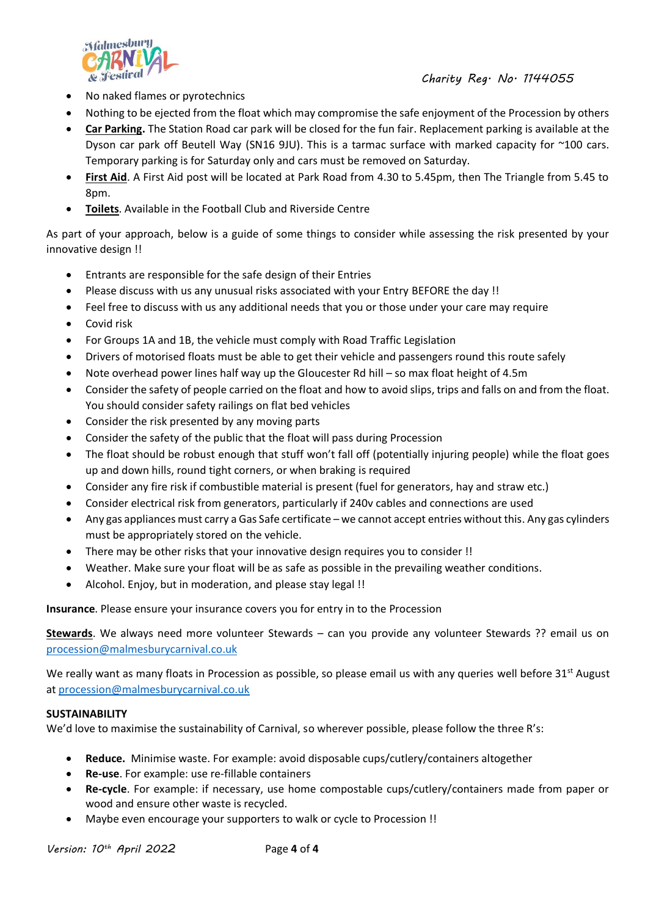- No naked flames or pyrotechnics
- Nothing to be ejected from the float which may compromise the safe enjoyment of the Procession by others
- **Car Parking.** The Station Road car park will be closed for the fun fair. Replacement parking is available at the Dyson car park off Beutell Way (SN16 9JU). This is a tarmac surface with marked capacity for ~100 cars. Temporary parking is for Saturday only and cars must be removed on Saturday.
- **First Aid**. A First Aid post will be located at Park Road from 4.30 to 5.45pm, then The Triangle from 5.45 to 8pm.
- **Toilets**. Available in the Football Club and Riverside Centre

As part of your approach, below is a guide of some things to consider while assessing the risk presented by your innovative design !!

- Entrants are responsible for the safe design of their Entries
- Please discuss with us any unusual risks associated with your Entry BEFORE the day !!
- Feel free to discuss with us any additional needs that you or those under your care may require
- Covid risk
- For Groups 1A and 1B, the vehicle must comply with Road Traffic Legislation
- Drivers of motorised floats must be able to get their vehicle and passengers round this route safely
- Note overhead power lines half way up the Gloucester Rd hill – so max float height of 4.5m
- Consider the safety of people carried on the float and how to avoid slips, trips and falls on and from the float. You should consider safety railings on flat bed vehicles
- Consider the risk presented by any moving parts
- Consider the safety of the public that the float will pass during Procession
- The float should be robust enough that stuff won't fall off (potentially injuring people) while the float goes up and down hills, round tight corners, or when braking is required
- Consider any fire risk if combustible material is present (fuel for generators, hay and straw etc.)
- Consider electrical risk from generators, particularly if 240v cables and connections are used
- Any gas appliances must carry a Gas Safe certificate – we cannot accept entries without this. Any gas cylinders must be appropriately stored on the vehicle.
- There may be other risks that your innovative design requires you to consider !!
- Weather. Make sure your float will be as safe as possible in the prevailing weather conditions.
- Alcohol. Enjoy, but in moderation, and please stay legal !!

**Insurance**. Please ensure your insurance covers you for entry in to the Procession

**Stewards**. We always need more volunteer Stewards – can you provide any volunteer Stewards ?? email us on procession@malmesburycarnival.co.uk

We really want as many floats in Procession as possible, so please email us with any queries well before 31st August at procession@malmesburycarnival.co.uk

**SUSTAINABILITY**

We'd love to maximise the sustainability of Carnival, so wherever possible, please follow the three R's:

- **Reduce.** Minimise waste. For example: avoid disposable cups/cutlery/containers altogether
- **Re-use**. For example: use re-fillable containers
- **Re-cycle**. For example: if necessary, use home compostable cups/cutlery/containers made from paper or wood and ensure other waste is recycled.
- Maybe even encourage your supporters to walk or cycle to Procession !!